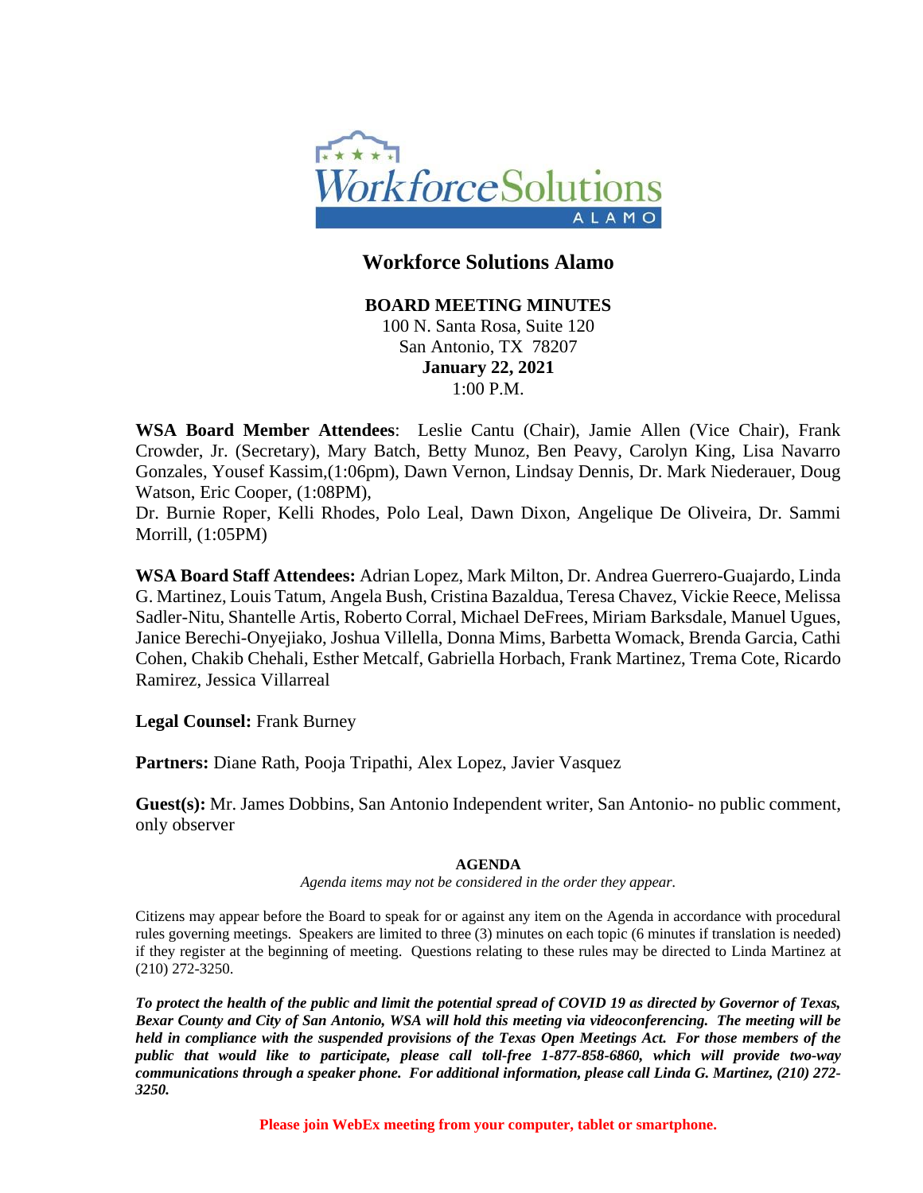# Workforce Solutions Alamo

**BOARD MEETING MINUTES**
100 N. Santa Rosa, Suite 120
San Antonio, TX 78207
**January 22, 2021**
1:00 P.M.

**WSA Board Member Attendees**: Leslie Cantu (Chair), Jamie Allen (Vice Chair), Frank Crowder, Jr. (Secretary), Mary Batch, Betty Munoz, Ben Peavy, Carolyn King, Lisa Navarro Gonzales, Yousef Kassim,(1:06pm), Dawn Vernon, Lindsay Dennis, Dr. Mark Niederauer, Doug Watson, Eric Cooper, (1:08PM),
Dr. Burnie Roper, Kelli Rhodes, Polo Leal, Dawn Dixon, Angelique De Oliveira, Dr. Sammi Morrill, (1:05PM)

**WSA Board Staff Attendees:** Adrian Lopez, Mark Milton, Dr. Andrea Guerrero-Guajardo, Linda G. Martinez, Louis Tatum, Angela Bush, Cristina Bazaldua, Teresa Chavez, Vickie Reece, Melissa Sadler-Nitu, Shantelle Artis, Roberto Corral, Michael DeFrees, Miriam Barksdale, Manuel Ugues, Janice Berechi-Onyejiako, Joshua Villella, Donna Mims, Barbetta Womack, Brenda Garcia, Cathi Cohen, Chakib Chehali, Esther Metcalf, Gabriella Horbach, Frank Martinez, Trema Cote, Ricardo Ramirez, Jessica Villarreal

**Legal Counsel:** Frank Burney

**Partners:** Diane Rath, Pooja Tripathi, Alex Lopez, Javier Vasquez

**Guest(s):** Mr. James Dobbins, San Antonio Independent writer, San Antonio- no public comment, only observer

**AGENDA**

*Agenda items may not be considered in the order they appear.*

Citizens may appear before the Board to speak for or against any item on the Agenda in accordance with procedural rules governing meetings. Speakers are limited to three (3) minutes on each topic (6 minutes if translation is needed) if they register at the beginning of meeting. Questions relating to these rules may be directed to Linda Martinez at (210) 272-3250.

***To protect the health of the public and limit the potential spread of COVID 19 as directed by Governor of Texas, Bexar County and City of San Antonio, WSA will hold this meeting via videoconferencing. The meeting will be held in compliance with the suspended provisions of the Texas Open Meetings Act. For those members of the public that would like to participate, please call toll-free 1-877-858-6860, which will provide two-way communications through a speaker phone. For additional information, please call Linda G. Martinez, (210) 272-3250.***

**Please join WebEx meeting from your computer, tablet or smartphone.**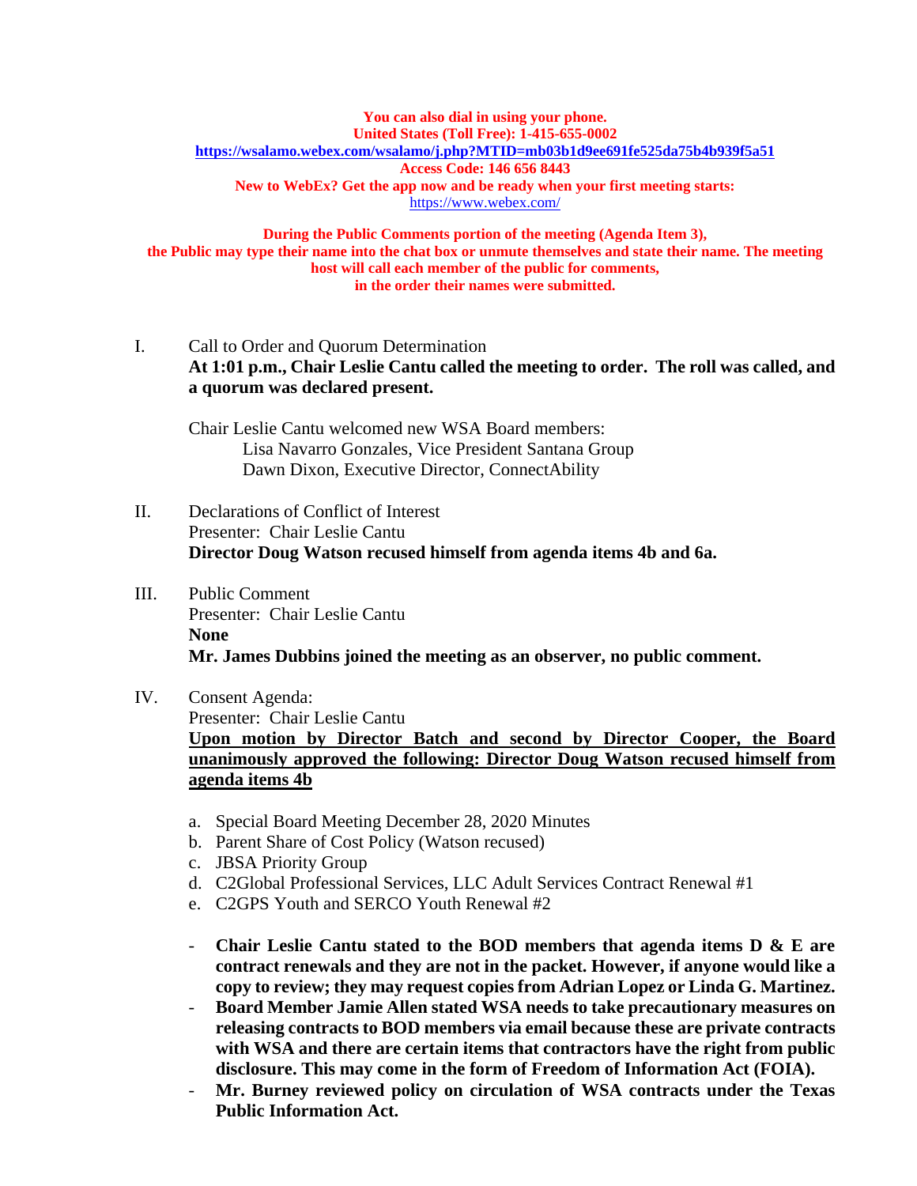**You can also dial in using your phone.**
**United States (Toll Free): 1-415-655-0002**
**https://wsalamo.webex.com/wsalamo/j.php?MTID=mb03b1d9ee691fe525da75b4b939f5a51**
**Access Code: 146 656 8443**
**New to WebEx? Get the app now and be ready when your first meeting starts:**
https://www.webex.com/

**During the Public Comments portion of the meeting (Agenda Item 3), the Public may type their name into the chat box or unmute themselves and state their name. The meeting host will call each member of the public for comments, in the order their names were submitted.**

I. Call to Order and Quorum Determination
**At 1:01 p.m., Chair Leslie Cantu called the meeting to order. The roll was called, and a quorum was declared present.**

Chair Leslie Cantu welcomed new WSA Board members:
Lisa Navarro Gonzales, Vice President Santana Group
Dawn Dixon, Executive Director, ConnectAbility

II. Declarations of Conflict of Interest
Presenter: Chair Leslie Cantu
**Director Doug Watson recused himself from agenda items 4b and 6a.**

III. Public Comment
Presenter: Chair Leslie Cantu
**None**
**Mr. James Dubbins joined the meeting as an observer, no public comment.**

IV. Consent Agenda:
Presenter: Chair Leslie Cantu
**Upon motion by Director Batch and second by Director Cooper, the Board unanimously approved the following: Director Doug Watson recused himself from agenda items 4b**

a. Special Board Meeting December 28, 2020 Minutes
b. Parent Share of Cost Policy (Watson recused)
c. JBSA Priority Group
d. C2Global Professional Services, LLC Adult Services Contract Renewal #1
e. C2GPS Youth and SERCO Youth Renewal #2

- **Chair Leslie Cantu stated to the BOD members that agenda items D & E are contract renewals and they are not in the packet. However, if anyone would like a copy to review; they may request copies from Adrian Lopez or Linda G. Martinez.**
- **Board Member Jamie Allen stated WSA needs to take precautionary measures on releasing contracts to BOD members via email because these are private contracts with WSA and there are certain items that contractors have the right from public disclosure. This may come in the form of Freedom of Information Act (FOIA).**
- **Mr. Burney reviewed policy on circulation of WSA contracts under the Texas Public Information Act.**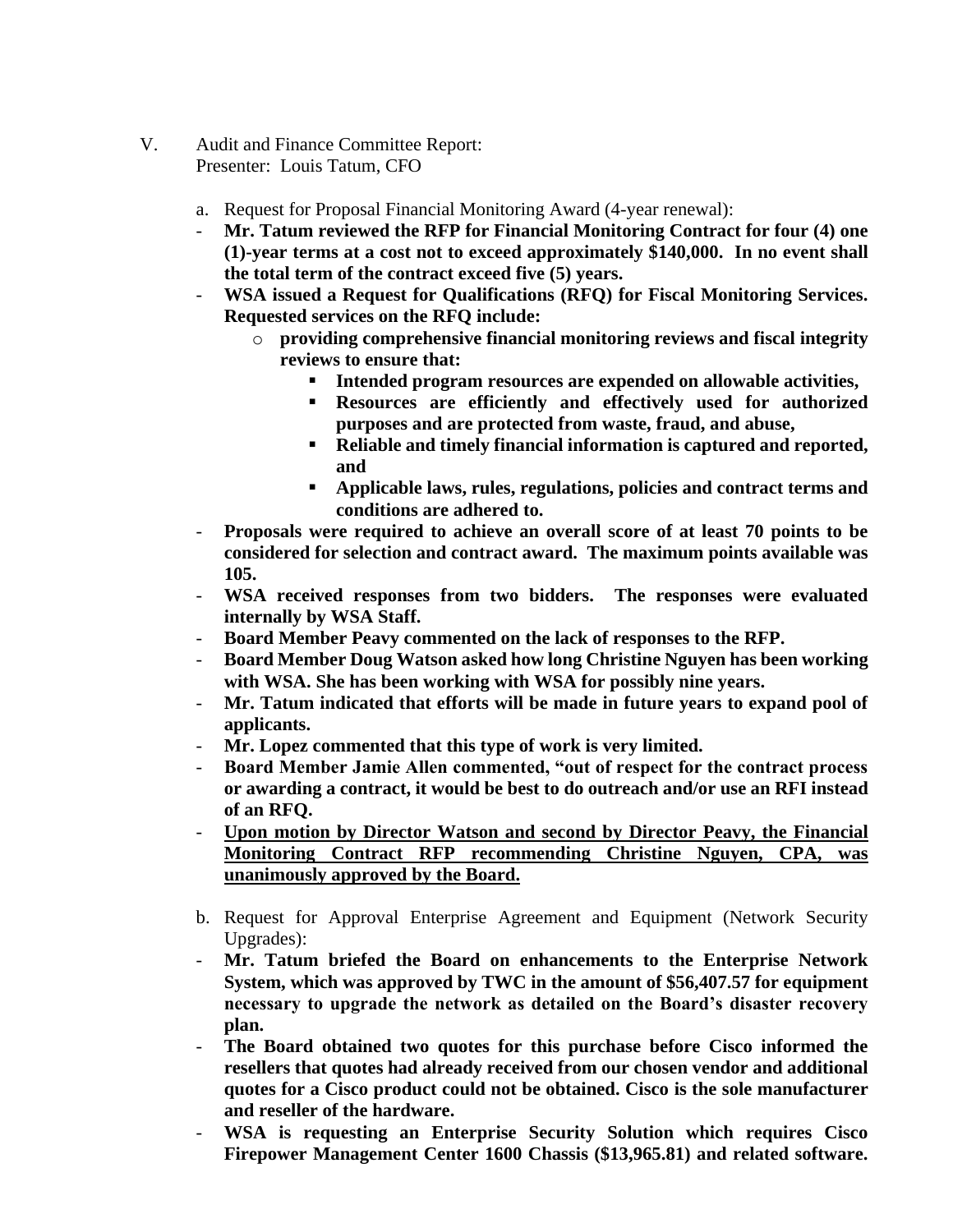V. Audit and Finance Committee Report:
Presenter: Louis Tatum, CFO

a. Request for Proposal Financial Monitoring Award (4-year renewal):

- **Mr. Tatum reviewed the RFP for Financial Monitoring Contract for four (4) one (1)-year terms at a cost not to exceed approximately $140,000. In no event shall the total term of the contract exceed five (5) years.**
- **WSA issued a Request for Qualifications (RFQ) for Fiscal Monitoring Services. Requested services on the RFQ include:**
    - **providing comprehensive financial monitoring reviews and fiscal integrity reviews to ensure that:**
        - **Intended program resources are expended on allowable activities,**
        - **Resources are efficiently and effectively used for authorized purposes and are protected from waste, fraud, and abuse,**
        - **Reliable and timely financial information is captured and reported, and**
        - **Applicable laws, rules, regulations, policies and contract terms and conditions are adhered to.**
- **Proposals were required to achieve an overall score of at least 70 points to be considered for selection and contract award. The maximum points available was 105.**
- **WSA received responses from two bidders. The responses were evaluated internally by WSA Staff.**
- **Board Member Peavy commented on the lack of responses to the RFP.**
- **Board Member Doug Watson asked how long Christine Nguyen has been working with WSA. She has been working with WSA for possibly nine years.**
- **Mr. Tatum indicated that efforts will be made in future years to expand pool of applicants.**
- **Mr. Lopez commented that this type of work is very limited.**
- **Board Member Jamie Allen commented, "out of respect for the contract process or awarding a contract, it would be best to do outreach and/or use an RFI instead of an RFQ.**
- <u>**Upon motion by Director Watson and second by Director Peavy, the Financial Monitoring Contract RFP recommending Christine Nguyen, CPA, was unanimously approved by the Board.**</u>

b. Request for Approval Enterprise Agreement and Equipment (Network Security Upgrades):

- **Mr. Tatum briefed the Board on enhancements to the Enterprise Network System, which was approved by TWC in the amount of $56,407.57 for equipment necessary to upgrade the network as detailed on the Board's disaster recovery plan.**
- **The Board obtained two quotes for this purchase before Cisco informed the resellers that quotes had already received from our chosen vendor and additional quotes for a Cisco product could not be obtained. Cisco is the sole manufacturer and reseller of the hardware.**
- **WSA is requesting an Enterprise Security Solution which requires Cisco Firepower Management Center 1600 Chassis ($13,965.81) and related software.**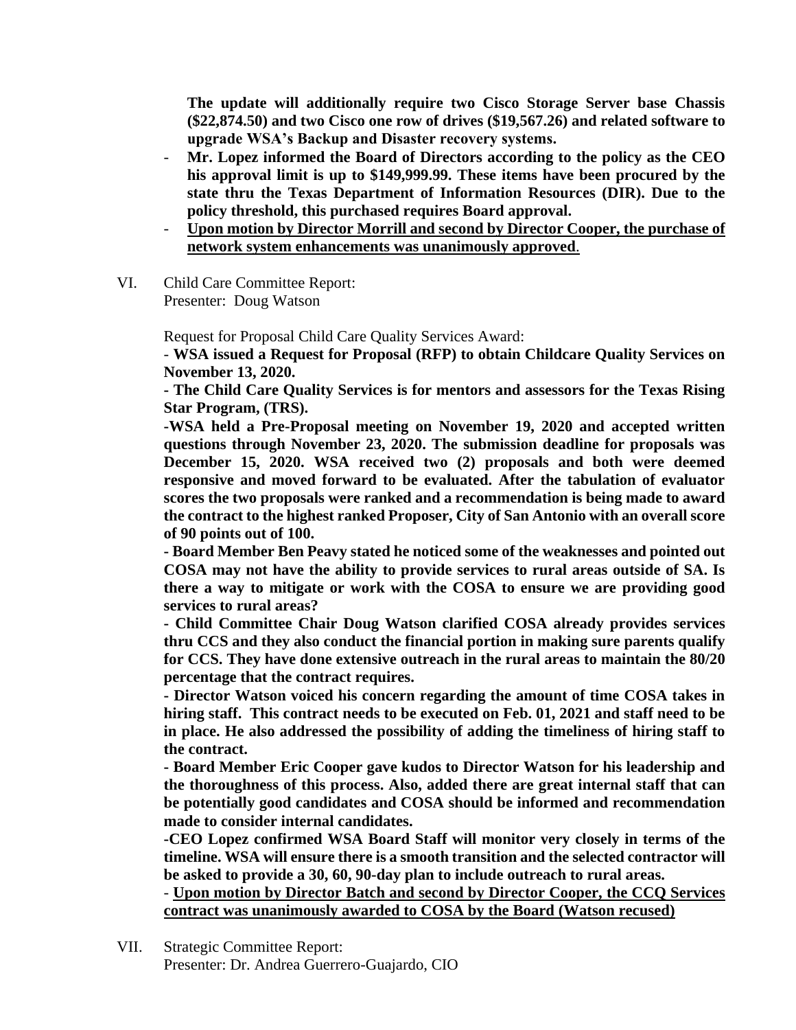**The update will additionally require two Cisco Storage Server base Chassis ($22,874.50) and two Cisco one row of drives ($19,567.26) and related software to upgrade WSA's Backup and Disaster recovery systems.**

- **Mr. Lopez informed the Board of Directors according to the policy as the CEO his approval limit is up to $149,999.99. These items have been procured by the state thru the Texas Department of Information Resources (DIR). Due to the policy threshold, this purchased requires Board approval.**
- **<u>Upon motion by Director Morrill and second by Director Cooper, the purchase of network system enhancements was unanimously approved</u>.**

VI. Child Care Committee Report:
Presenter: Doug Watson

Request for Proposal Child Care Quality Services Award:

- **WSA issued a Request for Proposal (RFP) to obtain Childcare Quality Services on November 13, 2020.**
- **The Child Care Quality Services is for mentors and assessors for the Texas Rising Star Program, (TRS).**
- **WSA held a Pre-Proposal meeting on November 19, 2020 and accepted written questions through November 23, 2020. The submission deadline for proposals was December 15, 2020. WSA received two (2) proposals and both were deemed responsive and moved forward to be evaluated. After the tabulation of evaluator scores the two proposals were ranked and a recommendation is being made to award the contract to the highest ranked Proposer, City of San Antonio with an overall score of 90 points out of 100.**
- **Board Member Ben Peavy stated he noticed some of the weaknesses and pointed out COSA may not have the ability to provide services to rural areas outside of SA. Is there a way to mitigate or work with the COSA to ensure we are providing good services to rural areas?**
- **Child Committee Chair Doug Watson clarified COSA already provides services thru CCS and they also conduct the financial portion in making sure parents qualify for CCS. They have done extensive outreach in the rural areas to maintain the 80/20 percentage that the contract requires.**
- **Director Watson voiced his concern regarding the amount of time COSA takes in hiring staff. This contract needs to be executed on Feb. 01, 2021 and staff need to be in place. He also addressed the possibility of adding the timeliness of hiring staff to the contract.**
- **Board Member Eric Cooper gave kudos to Director Watson for his leadership and the thoroughness of this process. Also, added there are great internal staff that can be potentially good candidates and COSA should be informed and recommendation made to consider internal candidates.**
- **CEO Lopez confirmed WSA Board Staff will monitor very closely in terms of the timeline. WSA will ensure there is a smooth transition and the selected contractor will be asked to provide a 30, 60, 90-day plan to include outreach to rural areas.**
- **<u>Upon motion by Director Batch and second by Director Cooper, the CCQ Services contract was unanimously awarded to COSA by the Board (Watson recused)</u>**

VII. Strategic Committee Report:
Presenter: Dr. Andrea Guerrero-Guajardo, CIO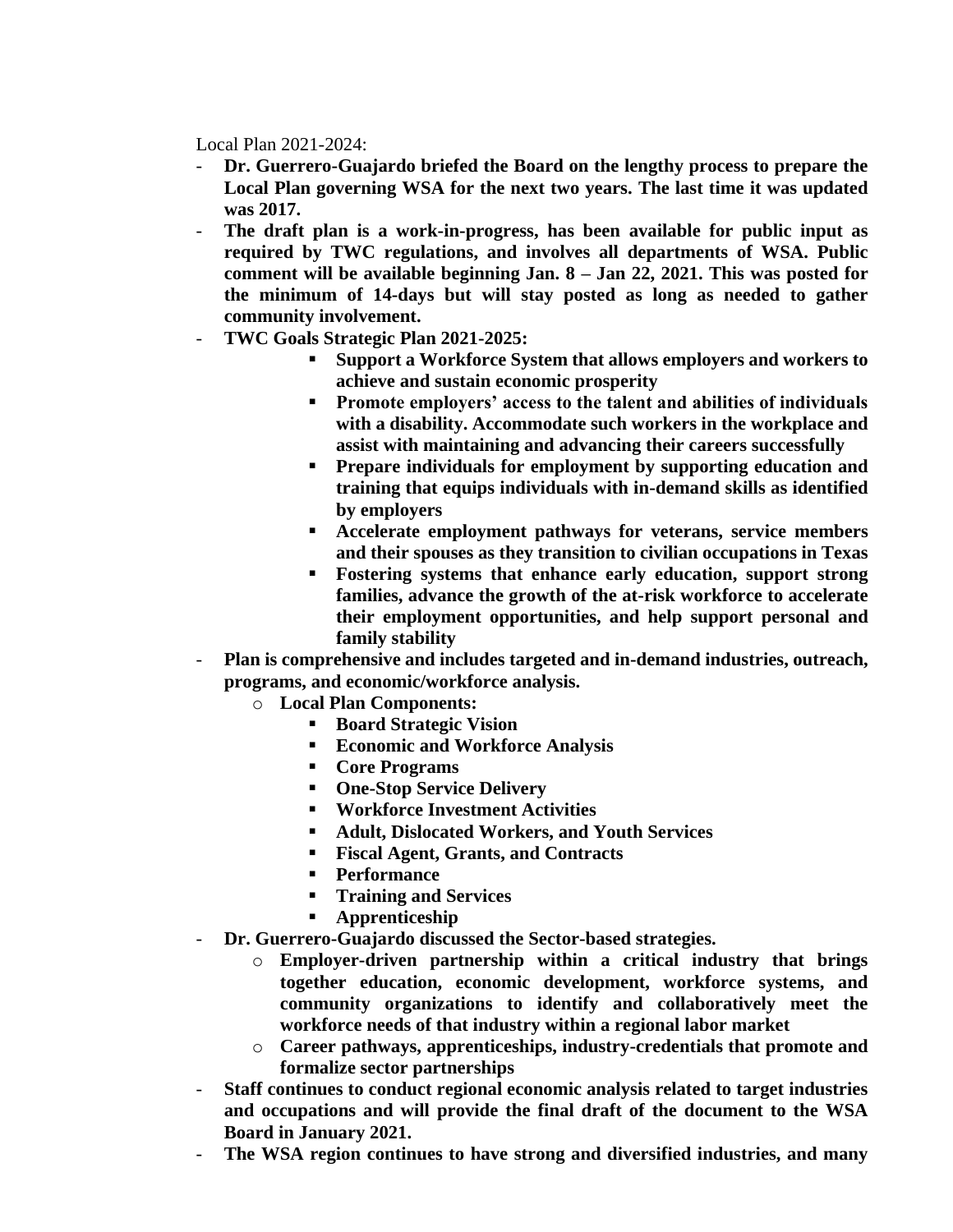Local Plan 2021-2024:

- **Dr. Guerrero-Guajardo briefed the Board on the lengthy process to prepare the Local Plan governing WSA for the next two years. The last time it was updated was 2017.**
- **The draft plan is a work-in-progress, has been available for public input as required by TWC regulations, and involves all departments of WSA. Public comment will be available beginning Jan. 8 – Jan 22, 2021. This was posted for the minimum of 14-days but will stay posted as long as needed to gather community involvement.**
- **TWC Goals Strategic Plan 2021-2025:**
    - **Support a Workforce System that allows employers and workers to achieve and sustain economic prosperity**
    - **Promote employers' access to the talent and abilities of individuals with a disability. Accommodate such workers in the workplace and assist with maintaining and advancing their careers successfully**
    - **Prepare individuals for employment by supporting education and training that equips individuals with in-demand skills as identified by employers**
    - **Accelerate employment pathways for veterans, service members and their spouses as they transition to civilian occupations in Texas**
    - **Fostering systems that enhance early education, support strong families, advance the growth of the at-risk workforce to accelerate their employment opportunities, and help support personal and family stability**
- **Plan is comprehensive and includes targeted and in-demand industries, outreach, programs, and economic/workforce analysis.**
    - **Local Plan Components:**
        - **Board Strategic Vision**
        - **Economic and Workforce Analysis**
        - **Core Programs**
        - **One-Stop Service Delivery**
        - **Workforce Investment Activities**
        - **Adult, Dislocated Workers, and Youth Services**
        - **Fiscal Agent, Grants, and Contracts**
        - **Performance**
        - **Training and Services**
        - **Apprenticeship**
- **Dr. Guerrero-Guajardo discussed the Sector-based strategies.**
    - **Employer-driven partnership within a critical industry that brings together education, economic development, workforce systems, and community organizations to identify and collaboratively meet the workforce needs of that industry within a regional labor market**
    - **Career pathways, apprenticeships, industry-credentials that promote and formalize sector partnerships**
- **Staff continues to conduct regional economic analysis related to target industries and occupations and will provide the final draft of the document to the WSA Board in January 2021.**
- **The WSA region continues to have strong and diversified industries, and many**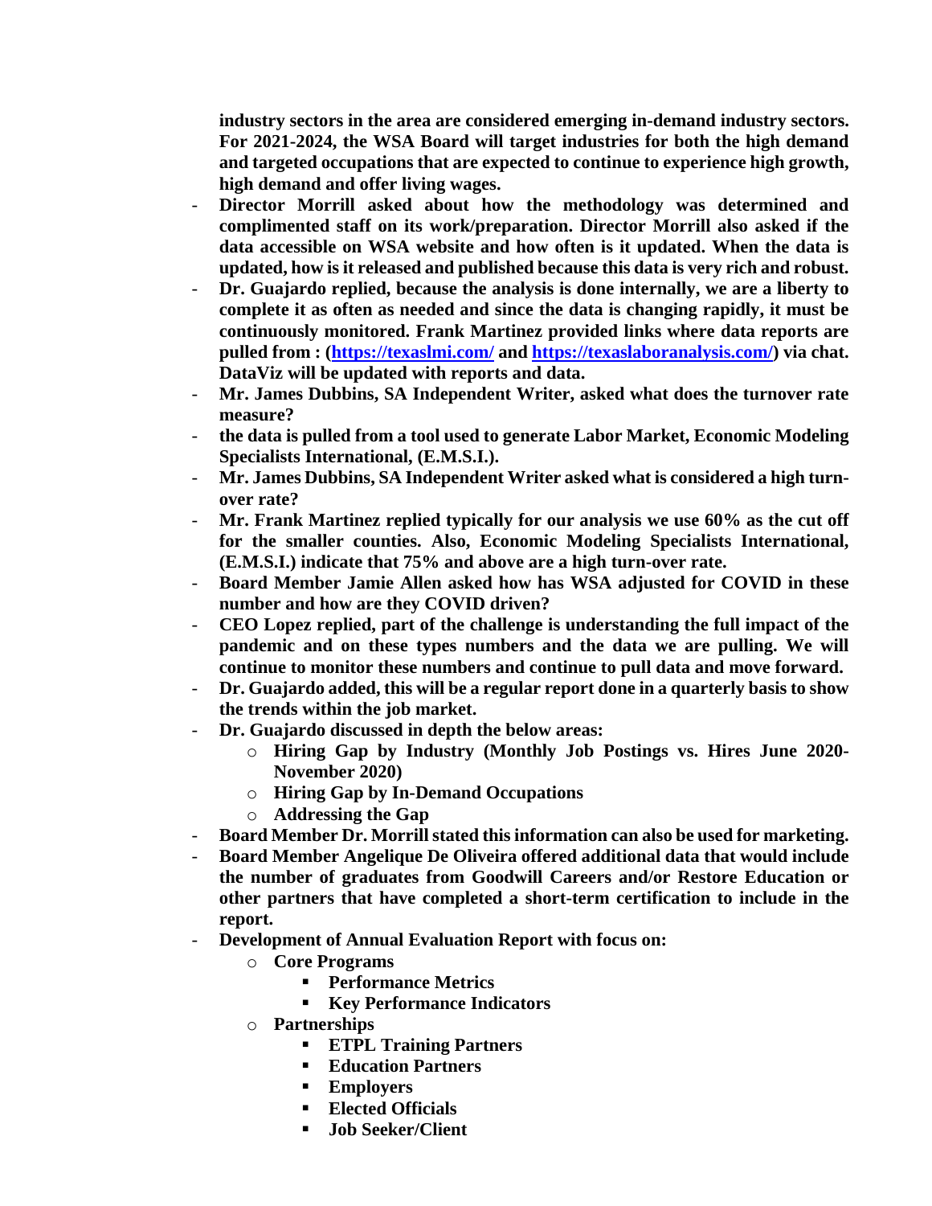**industry sectors in the area are considered emerging in-demand industry sectors. For 2021-2024, the WSA Board will target industries for both the high demand and targeted occupations that are expected to continue to experience high growth, high demand and offer living wages.**

- **Director Morrill asked about how the methodology was determined and complimented staff on its work/preparation. Director Morrill also asked if the data accessible on WSA website and how often is it updated. When the data is updated, how is it released and published because this data is very rich and robust.**
- **Dr. Guajardo replied, because the analysis is done internally, we are a liberty to complete it as often as needed and since the data is changing rapidly, it must be continuously monitored. Frank Martinez provided links where data reports are pulled from : ([https://texaslmi.com/](https://texaslmi.com/) and [https://texaslaboranalysis.com/](https://texaslaboranalysis.com/)) via chat. DataViz will be updated with reports and data.**
- **Mr. James Dubbins, SA Independent Writer, asked what does the turnover rate measure?**
- **the data is pulled from a tool used to generate Labor Market, Economic Modeling Specialists International, (E.M.S.I.).**
- **Mr. James Dubbins, SA Independent Writer asked what is considered a high turn-over rate?**
- **Mr. Frank Martinez replied typically for our analysis we use 60% as the cut off for the smaller counties. Also, Economic Modeling Specialists International, (E.M.S.I.) indicate that 75% and above are a high turn-over rate.**
- **Board Member Jamie Allen asked how has WSA adjusted for COVID in these number and how are they COVID driven?**
- **CEO Lopez replied, part of the challenge is understanding the full impact of the pandemic and on these types numbers and the data we are pulling. We will continue to monitor these numbers and continue to pull data and move forward.**
- **Dr. Guajardo added, this will be a regular report done in a quarterly basis to show the trends within the job market.**
- **Dr. Guajardo discussed in depth the below areas:**
  - **Hiring Gap by Industry (Monthly Job Postings vs. Hires June 2020-November 2020)**
  - **Hiring Gap by In-Demand Occupations**
  - **Addressing the Gap**
- **Board Member Dr. Morrill stated this information can also be used for marketing.**
- **Board Member Angelique De Oliveira offered additional data that would include the number of graduates from Goodwill Careers and/or Restore Education or other partners that have completed a short-term certification to include in the report.**
- **Development of Annual Evaluation Report with focus on:**
  - **Core Programs**
    - **Performance Metrics**
    - **Key Performance Indicators**
  - **Partnerships**
    - **ETPL Training Partners**
    - **Education Partners**
    - **Employers**
    - **Elected Officials**
    - **Job Seeker/Client**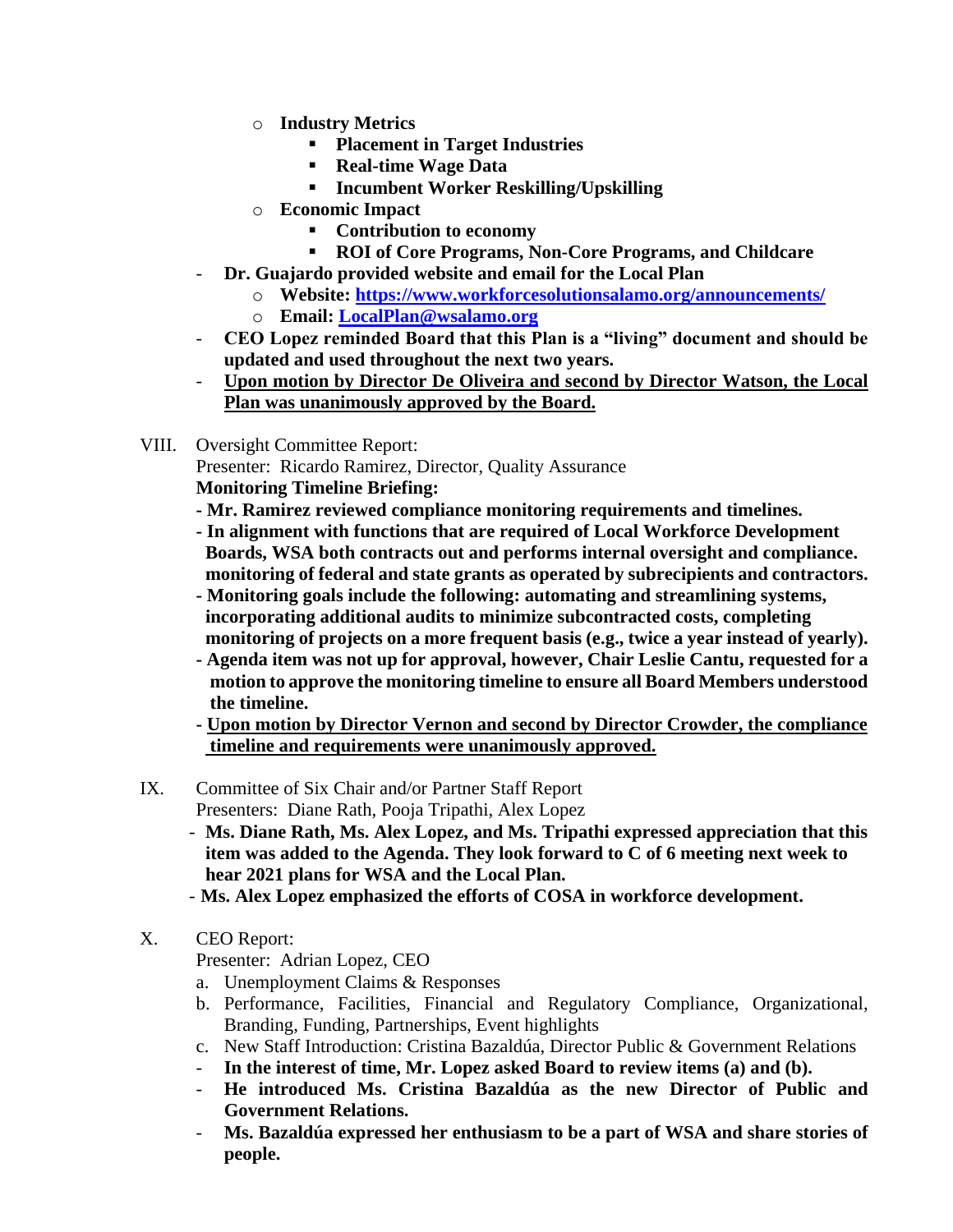- **Industry Metrics**
  - **Placement in Target Industries**
  - **Real-time Wage Data**
  - **Incumbent Worker Reskilling/Upskilling**
- **Economic Impact**
  - **Contribution to economy**
  - **ROI of Core Programs, Non-Core Programs, and Childcare**

- **Dr. Guajardo provided website and email for the Local Plan**
  - **Website: [https://www.workforcesolutionsalamo.org/announcements/](https://www.workforcesolutionsalamo.org/announcements/)**
  - **Email: [LocalPlan@wsalamo.org](mailto:LocalPlan@wsalamo.org)**
- **CEO Lopez reminded Board that this Plan is a "living" document and should be updated and used throughout the next two years.**
- <u>**Upon motion by Director De Oliveira and second by Director Watson, the Local Plan was unanimously approved by the Board.**</u>

VIII. Oversight Committee Report:
Presenter: Ricardo Ramirez, Director, Quality Assurance
**Monitoring Timeline Briefing:**

- **Mr. Ramirez reviewed compliance monitoring requirements and timelines.**
- **In alignment with functions that are required of Local Workforce Development Boards, WSA both contracts out and performs internal oversight and compliance. monitoring of federal and state grants as operated by subrecipients and contractors.**
- **Monitoring goals include the following: automating and streamlining systems, incorporating additional audits to minimize subcontracted costs, completing monitoring of projects on a more frequent basis (e.g., twice a year instead of yearly).**
- **Agenda item was not up for approval, however, Chair Leslie Cantu, requested for a motion to approve the monitoring timeline to ensure all Board Members understood the timeline.**
- <u>**Upon motion by Director Vernon and second by Director Crowder, the compliance timeline and requirements were unanimously approved.**</u>

IX. Committee of Six Chair and/or Partner Staff Report
Presenters: Diane Rath, Pooja Tripathi, Alex Lopez

- **Ms. Diane Rath, Ms. Alex Lopez, and Ms. Tripathi expressed appreciation that this item was added to the Agenda. They look forward to C of 6 meeting next week to hear 2021 plans for WSA and the Local Plan.**
- **Ms. Alex Lopez emphasized the efforts of COSA in workforce development.**

X. CEO Report:
Presenter: Adrian Lopez, CEO

a. Unemployment Claims & Responses
b. Performance, Facilities, Financial and Regulatory Compliance, Organizational, Branding, Funding, Partnerships, Event highlights
c. New Staff Introduction: Cristina Bazaldúa, Director Public & Government Relations

- **In the interest of time, Mr. Lopez asked Board to review items (a) and (b).**
- **He introduced Ms. Cristina Bazaldúa as the new Director of Public and Government Relations.**
- **Ms. Bazaldúa expressed her enthusiasm to be a part of WSA and share stories of people.**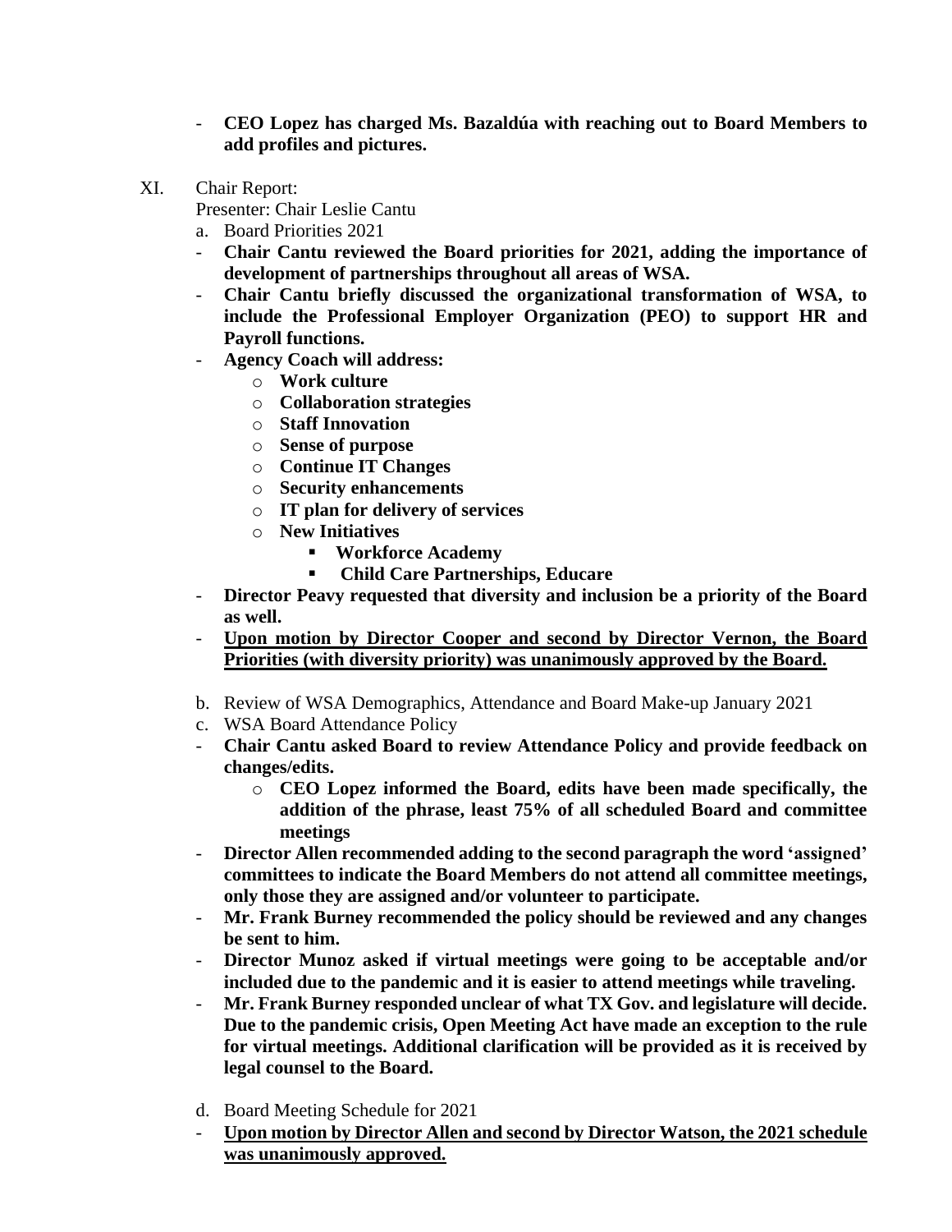- **CEO Lopez has charged Ms. Bazaldúa with reaching out to Board Members to add profiles and pictures.**

XI. Chair Report:
Presenter: Chair Leslie Cantu

a. Board Priorities 2021

- **Chair Cantu reviewed the Board priorities for 2021, adding the importance of development of partnerships throughout all areas of WSA.**
- **Chair Cantu briefly discussed the organizational transformation of WSA, to include the Professional Employer Organization (PEO) to support HR and Payroll functions.**
- **Agency Coach will address:**
  - **Work culture**
  - **Collaboration strategies**
  - **Staff Innovation**
  - **Sense of purpose**
  - **Continue IT Changes**
  - **Security enhancements**
  - **IT plan for delivery of services**
  - **New Initiatives**
    - **Workforce Academy**
    - **Child Care Partnerships, Educare**
- **Director Peavy requested that diversity and inclusion be a priority of the Board as well.**
- <u>**Upon motion by Director Cooper and second by Director Vernon, the Board Priorities (with diversity priority) was unanimously approved by the Board.**</u>

b. Review of WSA Demographics, Attendance and Board Make-up January 2021

c. WSA Board Attendance Policy

- **Chair Cantu asked Board to review Attendance Policy and provide feedback on changes/edits.**
  - **CEO Lopez informed the Board, edits have been made specifically, the addition of the phrase, least 75% of all scheduled Board and committee meetings**
- **Director Allen recommended adding to the second paragraph the word 'assigned' committees to indicate the Board Members do not attend all committee meetings, only those they are assigned and/or volunteer to participate.**
- **Mr. Frank Burney recommended the policy should be reviewed and any changes be sent to him.**
- **Director Munoz asked if virtual meetings were going to be acceptable and/or included due to the pandemic and it is easier to attend meetings while traveling.**
- **Mr. Frank Burney responded unclear of what TX Gov. and legislature will decide. Due to the pandemic crisis, Open Meeting Act have made an exception to the rule for virtual meetings. Additional clarification will be provided as it is received by legal counsel to the Board.**

d. Board Meeting Schedule for 2021

- <u>**Upon motion by Director Allen and second by Director Watson, the 2021 schedule was unanimously approved.**</u>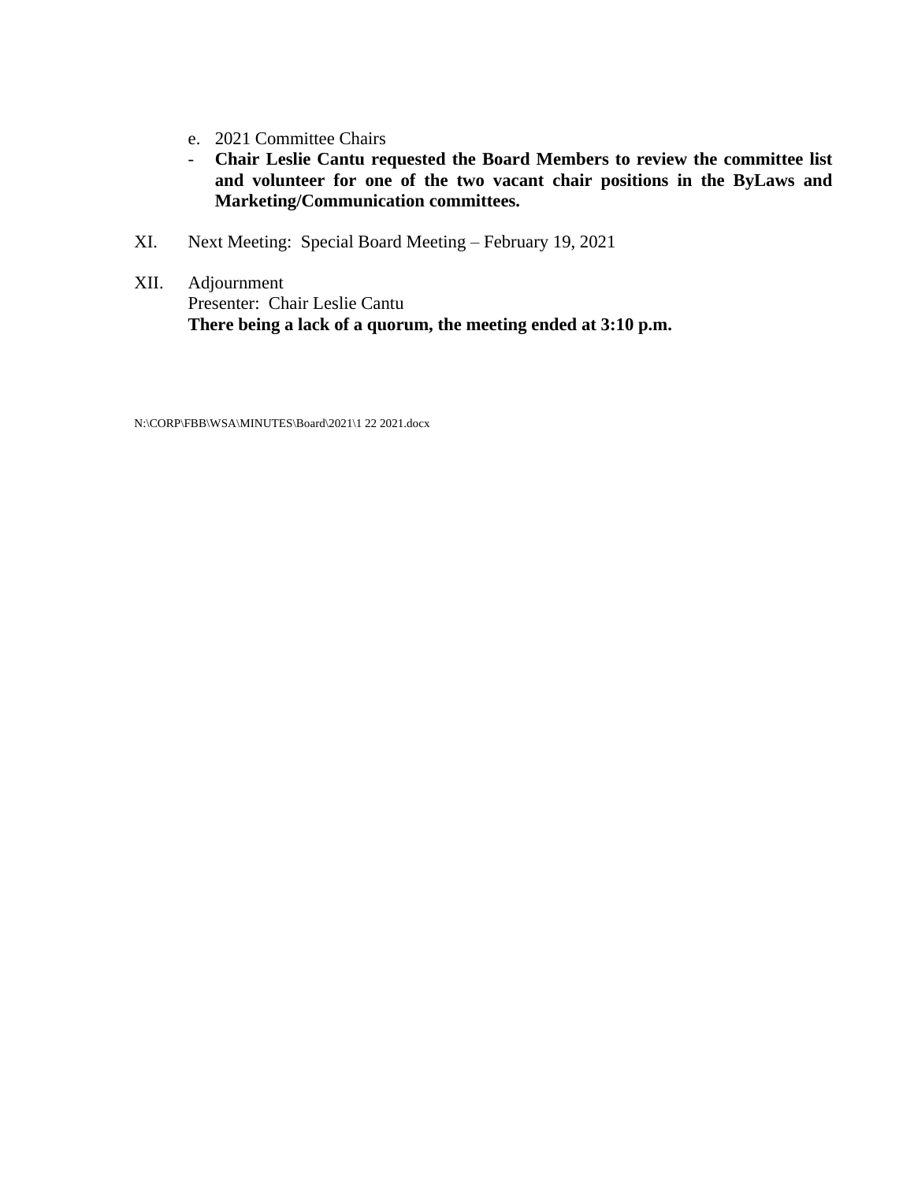e. 2021 Committee Chairs

- **Chair Leslie Cantu requested the Board Members to review the committee list and volunteer for one of the two vacant chair positions in the ByLaws and Marketing/Communication committees.**

XI. Next Meeting: Special Board Meeting – February 19, 2021

XII. Adjournment
Presenter: Chair Leslie Cantu
**There being a lack of a quorum, the meeting ended at 3:10 p.m.**

N:\CORP\FBB\WSA\MINUTES\Board\2021\1 22 2021.docx